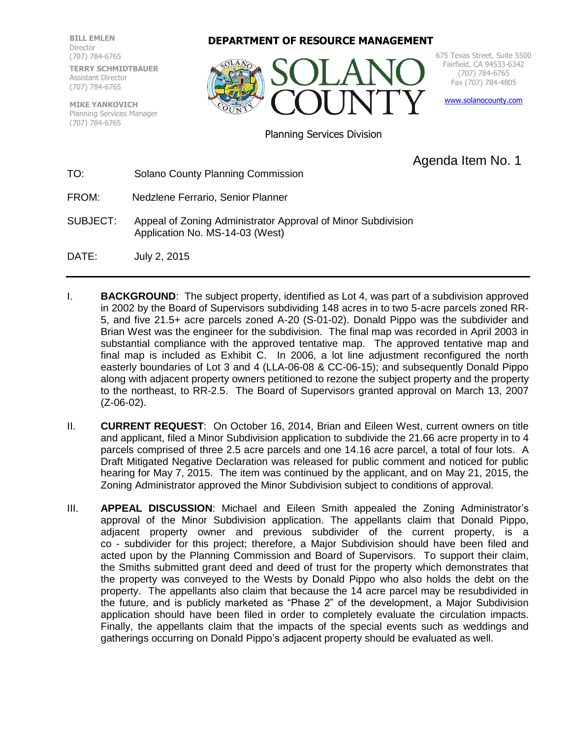**BILL EMLEN**
Director
(707) 784-6765

**TERRY SCHMIDTBAUER**
Assistant Director
(707) 784-6765

**MIKE YANKOVICH**
Planning Services Manager
(707) 784-6765

**DEPARTMENT OF RESOURCE MANAGEMENT**

# SOLANO COUNTY

675 Texas Street, Suite 5500
Fairfield, CA 94533-6342
(707) 784-6765
Fax (707) 784-4805

www.solanocounty.com

Planning Services Division

Agenda Item No. 1

TO: Solano County Planning Commission

FROM: Nedzlene Ferrario, Senior Planner

SUBJECT: Appeal of Zoning Administrator Approval of Minor Subdivision Application No. MS-14-03 (West)

DATE: July 2, 2015

---

I. **BACKGROUND**: The subject property, identified as Lot 4, was part of a subdivision approved in 2002 by the Board of Supervisors subdividing 148 acres in to two 5-acre parcels zoned RR-5, and five 21.5+ acre parcels zoned A-20 (S-01-02). Donald Pippo was the subdivider and Brian West was the engineer for the subdivision. The final map was recorded in April 2003 in substantial compliance with the approved tentative map. The approved tentative map and final map is included as Exhibit C. In 2006, a lot line adjustment reconfigured the north easterly boundaries of Lot 3 and 4 (LLA-06-08 & CC-06-15); and subsequently Donald Pippo along with adjacent property owners petitioned to rezone the subject property and the property to the northeast, to RR-2.5. The Board of Supervisors granted approval on March 13, 2007 (Z-06-02).

II. **CURRENT REQUEST**: On October 16, 2014, Brian and Eileen West, current owners on title and applicant, filed a Minor Subdivision application to subdivide the 21.66 acre property in to 4 parcels comprised of three 2.5 acre parcels and one 14.16 acre parcel, a total of four lots. A Draft Mitigated Negative Declaration was released for public comment and noticed for public hearing for May 7, 2015. The item was continued by the applicant, and on May 21, 2015, the Zoning Administrator approved the Minor Subdivision subject to conditions of approval.

III. **APPEAL DISCUSSION**: Michael and Eileen Smith appealed the Zoning Administrator's approval of the Minor Subdivision application. The appellants claim that Donald Pippo, adjacent property owner and previous subdivider of the current property, is a co - subdivider for this project; therefore, a Major Subdivision should have been filed and acted upon by the Planning Commission and Board of Supervisors. To support their claim, the Smiths submitted grant deed and deed of trust for the property which demonstrates that the property was conveyed to the Wests by Donald Pippo who also holds the debt on the property. The appellants also claim that because the 14 acre parcel may be resubdivided in the future, and is publicly marketed as "Phase 2" of the development, a Major Subdivision application should have been filed in order to completely evaluate the circulation impacts. Finally, the appellants claim that the impacts of the special events such as weddings and gatherings occurring on Donald Pippo's adjacent property should be evaluated as well.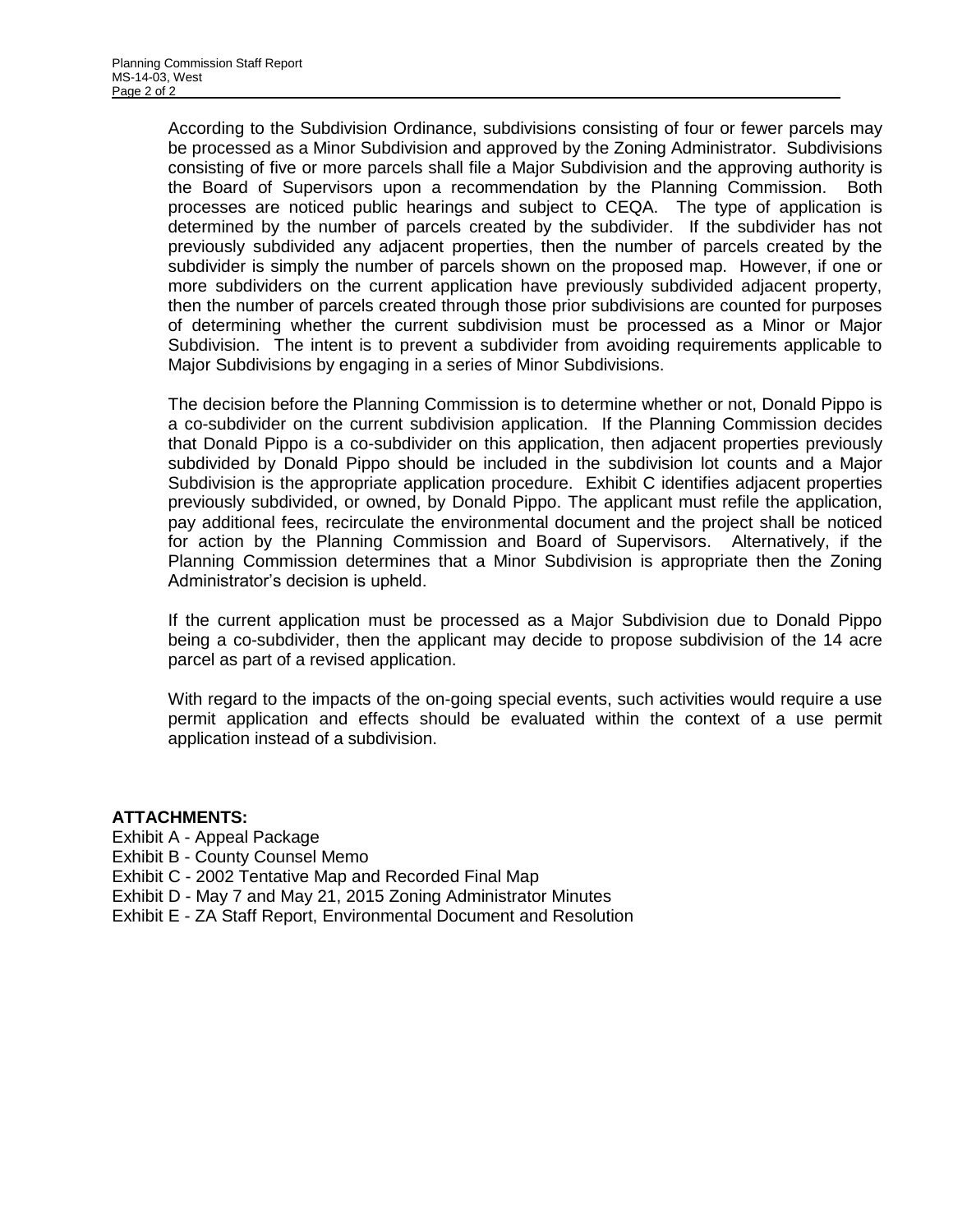According to the Subdivision Ordinance, subdivisions consisting of four or fewer parcels may be processed as a Minor Subdivision and approved by the Zoning Administrator. Subdivisions consisting of five or more parcels shall file a Major Subdivision and the approving authority is the Board of Supervisors upon a recommendation by the Planning Commission. Both processes are noticed public hearings and subject to CEQA. The type of application is determined by the number of parcels created by the subdivider. If the subdivider has not previously subdivided any adjacent properties, then the number of parcels created by the subdivider is simply the number of parcels shown on the proposed map. However, if one or more subdividers on the current application have previously subdivided adjacent property, then the number of parcels created through those prior subdivisions are counted for purposes of determining whether the current subdivision must be processed as a Minor or Major Subdivision. The intent is to prevent a subdivider from avoiding requirements applicable to Major Subdivisions by engaging in a series of Minor Subdivisions.

The decision before the Planning Commission is to determine whether or not, Donald Pippo is a co-subdivider on the current subdivision application. If the Planning Commission decides that Donald Pippo is a co-subdivider on this application, then adjacent properties previously subdivided by Donald Pippo should be included in the subdivision lot counts and a Major Subdivision is the appropriate application procedure. Exhibit C identifies adjacent properties previously subdivided, or owned, by Donald Pippo. The applicant must refile the application, pay additional fees, recirculate the environmental document and the project shall be noticed for action by the Planning Commission and Board of Supervisors. Alternatively, if the Planning Commission determines that a Minor Subdivision is appropriate then the Zoning Administrator's decision is upheld.

If the current application must be processed as a Major Subdivision due to Donald Pippo being a co-subdivider, then the applicant may decide to propose subdivision of the 14 acre parcel as part of a revised application.

With regard to the impacts of the on-going special events, such activities would require a use permit application and effects should be evaluated within the context of a use permit application instead of a subdivision.

**ATTACHMENTS:**

Exhibit A - Appeal Package
Exhibit B - County Counsel Memo
Exhibit C - 2002 Tentative Map and Recorded Final Map
Exhibit D - May 7 and May 21, 2015 Zoning Administrator Minutes
Exhibit E - ZA Staff Report, Environmental Document and Resolution